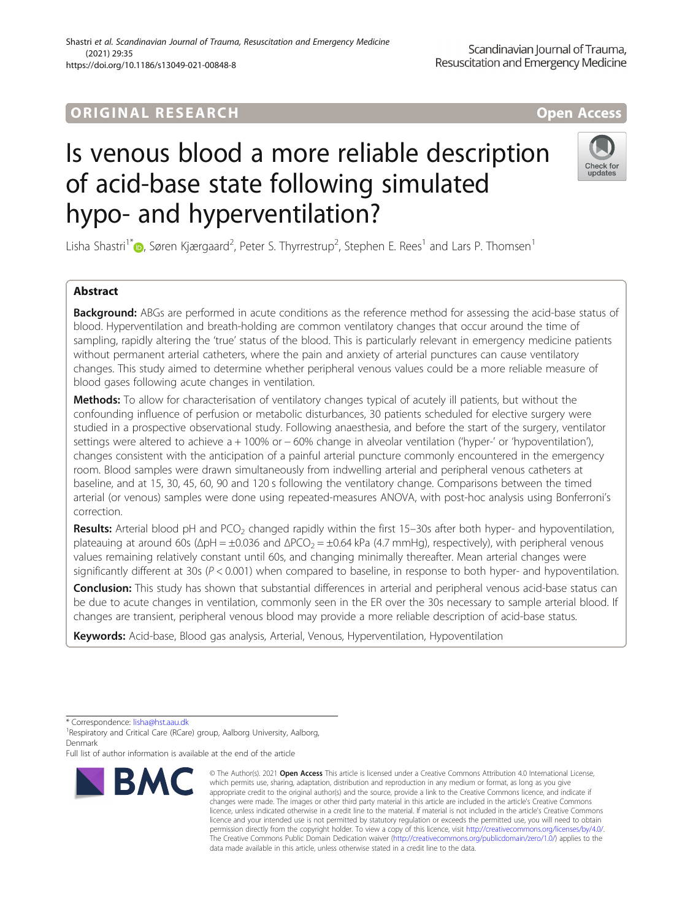ORIGINAL RESEARCH

Open Access

# Is venous blood a more reliable description of acid-base state following simulated hypo- and hyperventilation?

Lisha Shastri[1*], Søren Kjærgaard[2], Peter S. Thyrrestrup[2], Stephen E. Rees[1] and Lars P. Thomsen[1]

## Abstract

**Background:** ABGs are performed in acute conditions as the reference method for assessing the acid-base status of blood. Hyperventilation and breath-holding are common ventilatory changes that occur around the time of sampling, rapidly altering the 'true' status of the blood. This is particularly relevant in emergency medicine patients without permanent arterial catheters, where the pain and anxiety of arterial punctures can cause ventilatory changes. This study aimed to determine whether peripheral venous values could be a more reliable measure of blood gases following acute changes in ventilation.

**Methods:** To allow for characterisation of ventilatory changes typical of acutely ill patients, but without the confounding influence of perfusion or metabolic disturbances, 30 patients scheduled for elective surgery were studied in a prospective observational study. Following anaesthesia, and before the start of the surgery, ventilator settings were altered to achieve a + 100% or − 60% change in alveolar ventilation ('hyper-' or 'hypoventilation'), changes consistent with the anticipation of a painful arterial puncture commonly encountered in the emergency room. Blood samples were drawn simultaneously from indwelling arterial and peripheral venous catheters at baseline, and at 15, 30, 45, 60, 90 and 120 s following the ventilatory change. Comparisons between the timed arterial (or venous) samples were done using repeated-measures ANOVA, with post-hoc analysis using Bonferroni's correction.

**Results:** Arterial blood pH and $PCO_2$ changed rapidly within the first 15–30s after both hyper- and hypoventilation, plateauing at around 60s ($\Delta pH = \pm 0.036$ and $\Delta PCO_2 = \pm 0.64$ kPa (4.7 mmHg), respectively), with peripheral venous values remaining relatively constant until 60s, and changing minimally thereafter. Mean arterial changes were significantly different at 30s ($P < 0.001$) when compared to baseline, in response to both hyper- and hypoventilation.

**Conclusion:** This study has shown that substantial differences in arterial and peripheral venous acid-base status can be due to acute changes in ventilation, commonly seen in the ER over the 30s necessary to sample arterial blood. If changes are transient, peripheral venous blood may provide a more reliable description of acid-base status.

**Keywords:** Acid-base, Blood gas analysis, Arterial, Venous, Hyperventilation, Hypoventilation

\* Correspondence: lisha@hst.aau.dk

[1]Respiratory and Critical Care (RCare) group, Aalborg University, Aalborg, Denmark

Full list of author information is available at the end of the article

© The Author(s). 2021 **Open Access** This article is licensed under a Creative Commons Attribution 4.0 International License, which permits use, sharing, adaptation, distribution and reproduction in any medium or format, as long as you give appropriate credit to the original author(s) and the source, provide a link to the Creative Commons licence, and indicate if changes were made. The images or other third party material in this article are included in the article's Creative Commons licence, unless indicated otherwise in a credit line to the material. If material is not included in the article's Creative Commons licence and your intended use is not permitted by statutory regulation or exceeds the permitted use, you will need to obtain permission directly from the copyright holder. To view a copy of this licence, visit http://creativecommons.org/licenses/by/4.0/. The Creative Commons Public Domain Dedication waiver (http://creativecommons.org/publicdomain/zero/1.0/) applies to the data made available in this article, unless otherwise stated in a credit line to the data.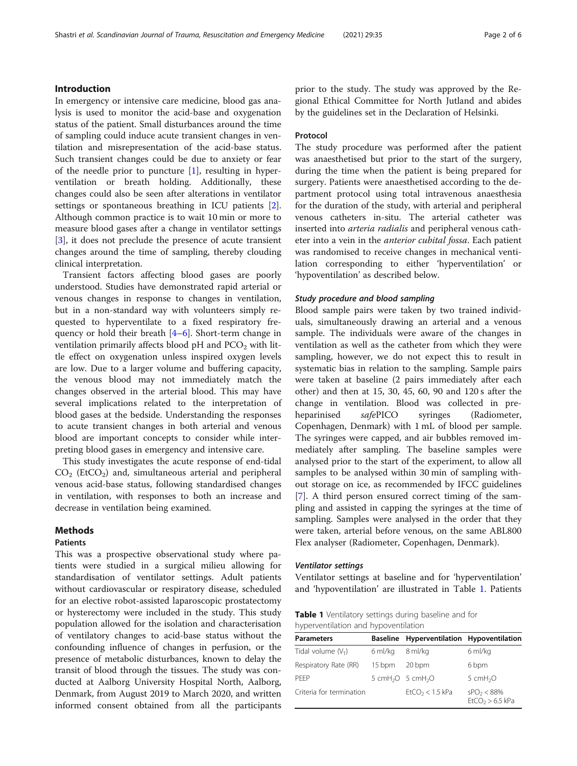## Introduction

In emergency or intensive care medicine, blood gas analysis is used to monitor the acid-base and oxygenation status of the patient. Small disturbances around the time of sampling could induce acute transient changes in ventilation and misrepresentation of the acid-base status. Such transient changes could be due to anxiety or fear of the needle prior to puncture [1], resulting in hyperventilation or breath holding. Additionally, these changes could also be seen after alterations in ventilator settings or spontaneous breathing in ICU patients [2]. Although common practice is to wait 10 min or more to measure blood gases after a change in ventilator settings [3], it does not preclude the presence of acute transient changes around the time of sampling, thereby clouding clinical interpretation.

Transient factors affecting blood gases are poorly understood. Studies have demonstrated rapid arterial or venous changes in response to changes in ventilation, but in a non-standard way with volunteers simply requested to hyperventilate to a fixed respiratory frequency or hold their breath [4–6]. Short-term change in ventilation primarily affects blood pH and $PCO_2$ with little effect on oxygenation unless inspired oxygen levels are low. Due to a larger volume and buffering capacity, the venous blood may not immediately match the changes observed in the arterial blood. This may have several implications related to the interpretation of blood gases at the bedside. Understanding the responses to acute transient changes in both arterial and venous blood are important concepts to consider while interpreting blood gases in emergency and intensive care.

This study investigates the acute response of end-tidal $CO_2$ ($EtCO_2$) and, simultaneous arterial and peripheral venous acid-base status, following standardised changes in ventilation, with responses to both an increase and decrease in ventilation being examined.

## Methods

### Patients

This was a prospective observational study where patients were studied in a surgical milieu allowing for standardisation of ventilator settings. Adult patients without cardiovascular or respiratory disease, scheduled for an elective robot-assisted laparoscopic prostatectomy or hysterectomy were included in the study. This study population allowed for the isolation and characterisation of ventilatory changes to acid-base status without the confounding influence of changes in perfusion, or the presence of metabolic disturbances, known to delay the transit of blood through the tissues. The study was conducted at Aalborg University Hospital North, Aalborg, Denmark, from August 2019 to March 2020, and written informed consent obtained from all the participants prior to the study. The study was approved by the Regional Ethical Committee for North Jutland and abides by the guidelines set in the Declaration of Helsinki.

### Protocol

The study procedure was performed after the patient was anaesthetised but prior to the start of the surgery, during the time when the patient is being prepared for surgery. Patients were anaesthetised according to the department protocol using total intravenous anaesthesia for the duration of the study, with arterial and peripheral venous catheters in-situ. The arterial catheter was inserted into *arteria radialis* and peripheral venous catheter into a vein in the *anterior cubital fossa*. Each patient was randomised to receive changes in mechanical ventilation corresponding to either 'hyperventilation' or 'hypoventilation' as described below.

#### *Study procedure and blood sampling*

Blood sample pairs were taken by two trained individuals, simultaneously drawing an arterial and a venous sample. The individuals were aware of the changes in ventilation as well as the catheter from which they were sampling, however, we do not expect this to result in systematic bias in relation to the sampling. Sample pairs were taken at baseline (2 pairs immediately after each other) and then at 15, 30, 45, 60, 90 and 120 s after the change in ventilation. Blood was collected in pre-heparinised *safe*PICO syringes (Radiometer, Copenhagen, Denmark) with 1 mL of blood per sample. The syringes were capped, and air bubbles removed immediately after sampling. The baseline samples were analysed prior to the start of the experiment, to allow all samples to be analysed within 30 min of sampling without storage on ice, as recommended by IFCC guidelines [7]. A third person ensured correct timing of the sampling and assisted in capping the syringes at the time of sampling. Samples were analysed in the order that they were taken, arterial before venous, on the same ABL800 Flex analyser (Radiometer, Copenhagen, Denmark).

#### *Ventilator settings*

Ventilator settings at baseline and for 'hyperventilation' and 'hypoventilation' are illustrated in Table 1. Patients

**Table 1** Ventilatory settings during baseline and for hyperventilation and hypoventilation

| Parameters | Baseline | Hyperventilation | Hypoventilation |
|---|---|---|---|
| Tidal volume ($V_T$) | 6 ml/kg | 8 ml/kg | 6 ml/kg |
| Respiratory Rate (RR) | 15 bpm | 20 bpm | 6 bpm |
| PEEP | 5 $cmH_2O$ | 5 $cmH_2O$ | 5 $cmH_2O$ |
| Criteria for termination | | $EtCO_2 < 1.5$ kPa | $sPO_2 < 88\%$ $EtCO_2 > 6.5$ kPa |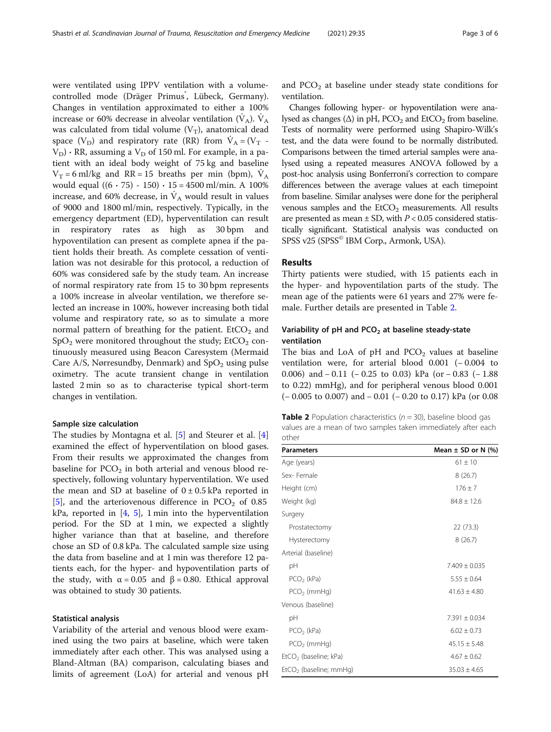were ventilated using IPPV ventilation with a volume-controlled mode (Dräger Primus®, Lübeck, Germany). Changes in ventilation approximated to either a 100% increase or 60% decrease in alveolar ventilation ($\dot{V}_A$). $\dot{V}_A$ was calculated from tidal volume ($V_T$), anatomical dead space ($V_D$) and respiratory rate (RR) from $\dot{V}_A = (V_T - V_D) \cdot RR$, assuming a $V_D$ of 150 ml. For example, in a patient with an ideal body weight of 75 kg and baseline $V_T = 6$ ml/kg and RR = 15 breaths per min (bpm), $\dot{V}_A$ would equal $((6 \cdot 75) - 150) \cdot 15 = 4500$ ml/min. A 100% increase, and 60% decrease, in $\dot{V}_A$ would result in values of 9000 and 1800 ml/min, respectively. Typically, in the emergency department (ED), hyperventilation can result in respiratory rates as high as 30 bpm and hypoventilation can present as complete apnea if the patient holds their breath. As complete cessation of ventilation was not desirable for this protocol, a reduction of 60% was considered safe by the study team. An increase of normal respiratory rate from 15 to 30 bpm represents a 100% increase in alveolar ventilation, we therefore selected an increase in 100%, however increasing both tidal volume and respiratory rate, so as to simulate a more normal pattern of breathing for the patient. $EtCO_2$ and $SpO_2$ were monitored throughout the study; $EtCO_2$ continuously measured using Beacon Caresystem (Mermaid Care A/S, Nørresundby, Denmark) and $SpO_2$ using pulse oximetry. The acute transient change in ventilation lasted 2 min so as to characterise typical short-term changes in ventilation.

### Sample size calculation

The studies by Montagna et al. [5] and Steurer et al. [4] examined the effect of hyperventilation on blood gases. From their results we approximated the changes from baseline for $PCO_2$ in both arterial and venous blood respectively, following voluntary hyperventilation. We used the mean and SD at baseline of 0 ± 0.5 kPa reported in [5], and the arteriovenous difference in $PCO_2$ of 0.85 kPa, reported in [4, 5], 1 min into the hyperventilation period. For the SD at 1 min, we expected a slightly higher variance than that at baseline, and therefore chose an SD of 0.8 kPa. The calculated sample size using the data from baseline and at 1 min was therefore 12 patients each, for the hyper- and hypoventilation parts of the study, with $\alpha = 0.05$ and $\beta = 0.80$. Ethical approval was obtained to study 30 patients.

### Statistical analysis

Variability of the arterial and venous blood were examined using the two pairs at baseline, which were taken immediately after each other. This was analysed using a Bland-Altman (BA) comparison, calculating biases and limits of agreement (LoA) for arterial and venous pH and $PCO_2$ at baseline under steady state conditions for ventilation.

Changes following hyper- or hypoventilation were analysed as changes (Δ) in pH, $PCO_2$ and $EtCO_2$ from baseline. Tests of normality were performed using Shapiro-Wilk's test, and the data were found to be normally distributed. Comparisons between the timed arterial samples were analysed using a repeated measures ANOVA followed by a post-hoc analysis using Bonferroni's correction to compare differences between the average values at each timepoint from baseline. Similar analyses were done for the peripheral venous samples and the $EtCO_2$ measurements. All results are presented as mean ± SD, with $P < 0.05$ considered statistically significant. Statistical analysis was conducted on SPSS v25 (SPSS© IBM Corp., Armonk, USA).

## Results

Thirty patients were studied, with 15 patients each in the hyper- and hypoventilation parts of the study. The mean age of the patients were 61 years and 27% were female. Further details are presented in Table 2.

### Variability of pH and $PCO_2$ at baseline steady-state ventilation

The bias and LoA of pH and $PCO_2$ values at baseline ventilation were, for arterial blood 0.001 (− 0.004 to 0.006) and − 0.11 (− 0.25 to 0.03) kPa (or − 0.83 (− 1.88 to 0.22) mmHg), and for peripheral venous blood 0.001 (− 0.005 to 0.007) and − 0.01 (− 0.20 to 0.17) kPa (or 0.08

**Table 2** Population characteristics ($n = 30$), baseline blood gas values are a mean of two samples taken immediately after each other

| Parameters | Mean ± SD or N (%) |
|---|---|
| Age (years) | 61 ± 10 |
| Sex- Female | 8 (26.7) |
| Height (cm) | 176 ± 7 |
| Weight (kg) | 84.8 ± 12.6 |
| Surgery | |
| Prostatectomy | 22 (73.3) |
| Hysterectomy | 8 (26.7) |
| Arterial (baseline) | |
| pH | 7.409 ± 0.035 |
| $PCO_2$ (kPa) | 5.55 ± 0.64 |
| $PCO_2$ (mmHg) | 41.63 ± 4.80 |
| Venous (baseline) | |
| pH | 7.391 ± 0.034 |
| $PCO_2$ (kPa) | 6.02 ± 0.73 |
| $PCO_2$ (mmHg) | 45.15 ± 5.48 |
| $EtCO_2$ (baseline; kPa) | 4.67 ± 0.62 |
| $EtCO_2$ (baseline; mmHg) | 35.03 ± 4.65 |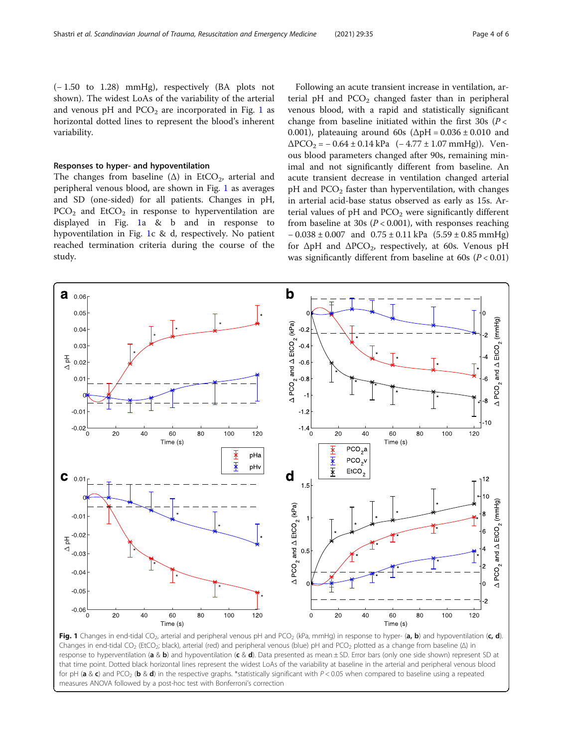(− 1.50 to 1.28) mmHg), respectively (BA plots not shown). The widest LoAs of the variability of the arterial and venous pH and $PCO_2$ are incorporated in Fig. 1 as horizontal dotted lines to represent the blood's inherent variability.

### Responses to hyper- and hypoventilation

The changes from baseline (Δ) in $EtCO_2$, arterial and peripheral venous blood, are shown in Fig. 1 as averages and SD (one-sided) for all patients. Changes in pH, $PCO_2$ and $EtCO_2$ in response to hyperventilation are displayed in Fig. 1a & b and in response to hypoventilation in Fig. 1c & d, respectively. No patient reached termination criteria during the course of the study.

Following an acute transient increase in ventilation, arterial pH and $PCO_2$ changed faster than in peripheral venous blood, with a rapid and statistically significant change from baseline initiated within the first 30s ($P < 0.001$), plateauing around 60s ($\Delta pH = 0.036 \pm 0.010$ and $\Delta PCO_2 = -0.64 \pm 0.14$ kPa (− 4.77 ± 1.07 mmHg)). Venous blood parameters changed after 90s, remaining minimal and not significantly different from baseline. An acute transient decrease in ventilation changed arterial pH and $PCO_2$ faster than hyperventilation, with changes in arterial acid-base status observed as early as 15s. Arterial values of pH and $PCO_2$ were significantly different from baseline at 30s ($P < 0.001$), with responses reaching − 0.038 ± 0.007 and 0.75 ± 0.11 kPa (5.59 ± 0.85 mmHg) for ΔpH and $\Delta PCO_2$, respectively, at 60s. Venous pH was significantly different from baseline at 60s ($P < 0.01$)

**Fig. 1** Changes in end-tidal $CO_2$, arterial and peripheral venous pH and $PCO_2$ (kPa, mmHg) in response to hyper- (**a**, **b**) and hypoventilation (**c**, **d**). Changes in end-tidal $CO_2$ ($EtCO_2$; black), arterial (red) and peripheral venous (blue) pH and $PCO_2$ plotted as a change from baseline (Δ) in response to hyperventilation (**a** & **b**) and hypoventilation (**c** & **d**). Data presented as mean ± SD. Error bars (only one side shown) represent SD at that time point. Dotted black horizontal lines represent the widest LoAs of the variability at baseline in the arterial and peripheral venous blood for pH (**a** & **c**) and $PCO_2$ (**b** & **d**) in the respective graphs. *statistically significant with $P < 0.05$ when compared to baseline using a repeated measures ANOVA followed by a post-hoc test with Bonferroni's correction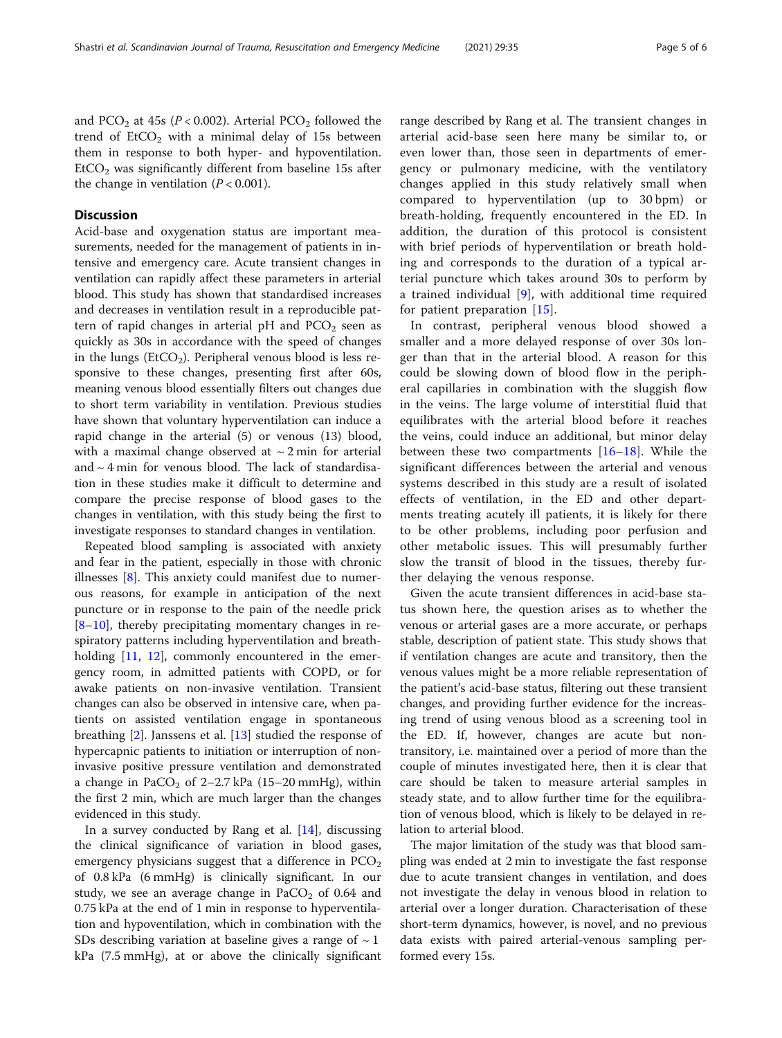and $PCO_2$ at 45s ($P < 0.002$). Arterial $PCO_2$ followed the trend of $EtCO_2$ with a minimal delay of 15s between them in response to both hyper- and hypoventilation. $EtCO_2$ was significantly different from baseline 15s after the change in ventilation ($P < 0.001$).

## Discussion

Acid-base and oxygenation status are important measurements, needed for the management of patients in intensive and emergency care. Acute transient changes in ventilation can rapidly affect these parameters in arterial blood. This study has shown that standardised increases and decreases in ventilation result in a reproducible pattern of rapid changes in arterial pH and $PCO_2$ seen as quickly as 30s in accordance with the speed of changes in the lungs ($EtCO_2$). Peripheral venous blood is less responsive to these changes, presenting first after 60s, meaning venous blood essentially filters out changes due to short term variability in ventilation. Previous studies have shown that voluntary hyperventilation can induce a rapid change in the arterial (5) or venous (13) blood, with a maximal change observed at ~ 2 min for arterial and ~ 4 min for venous blood. The lack of standardisation in these studies make it difficult to determine and compare the precise response of blood gases to the changes in ventilation, with this study being the first to investigate responses to standard changes in ventilation.

Repeated blood sampling is associated with anxiety and fear in the patient, especially in those with chronic illnesses [8]. This anxiety could manifest due to numerous reasons, for example in anticipation of the next puncture or in response to the pain of the needle prick [8–10], thereby precipitating momentary changes in respiratory patterns including hyperventilation and breath-holding [11, 12], commonly encountered in the emergency room, in admitted patients with COPD, or for awake patients on non-invasive ventilation. Transient changes can also be observed in intensive care, when patients on assisted ventilation engage in spontaneous breathing [2]. Janssens et al. [13] studied the response of hypercapnic patients to initiation or interruption of non-invasive positive pressure ventilation and demonstrated a change in $PaCO_2$ of 2–2.7 kPa (15–20 mmHg), within the first 2 min, which are much larger than the changes evidenced in this study.

In a survey conducted by Rang et al. [14], discussing the clinical significance of variation in blood gases, emergency physicians suggest that a difference in $PCO_2$ of 0.8 kPa (6 mmHg) is clinically significant. In our study, we see an average change in $PaCO_2$ of 0.64 and 0.75 kPa at the end of 1 min in response to hyperventilation and hypoventilation, which in combination with the SDs describing variation at baseline gives a range of ~ 1 kPa (7.5 mmHg), at or above the clinically significant range described by Rang et al. The transient changes in arterial acid-base seen here many be similar to, or even lower than, those seen in departments of emergency or pulmonary medicine, with the ventilatory changes applied in this study relatively small when compared to hyperventilation (up to 30 bpm) or breath-holding, frequently encountered in the ED. In addition, the duration of this protocol is consistent with brief periods of hyperventilation or breath holding and corresponds to the duration of a typical arterial puncture which takes around 30s to perform by a trained individual [9], with additional time required for patient preparation [15].

In contrast, peripheral venous blood showed a smaller and a more delayed response of over 30s longer than that in the arterial blood. A reason for this could be slowing down of blood flow in the peripheral capillaries in combination with the sluggish flow in the veins. The large volume of interstitial fluid that equilibrates with the arterial blood before it reaches the veins, could induce an additional, but minor delay between these two compartments [16–18]. While the significant differences between the arterial and venous systems described in this study are a result of isolated effects of ventilation, in the ED and other departments treating acutely ill patients, it is likely for there to be other problems, including poor perfusion and other metabolic issues. This will presumably further slow the transit of blood in the tissues, thereby further delaying the venous response.

Given the acute transient differences in acid-base status shown here, the question arises as to whether the venous or arterial gases are a more accurate, or perhaps stable, description of patient state. This study shows that if ventilation changes are acute and transitory, then the venous values might be a more reliable representation of the patient's acid-base status, filtering out these transient changes, and providing further evidence for the increasing trend of using venous blood as a screening tool in the ED. If, however, changes are acute but non-transitory, i.e. maintained over a period of more than the couple of minutes investigated here, then it is clear that care should be taken to measure arterial samples in steady state, and to allow further time for the equilibration of venous blood, which is likely to be delayed in relation to arterial blood.

The major limitation of the study was that blood sampling was ended at 2 min to investigate the fast response due to acute transient changes in ventilation, and does not investigate the delay in venous blood in relation to arterial over a longer duration. Characterisation of these short-term dynamics, however, is novel, and no previous data exists with paired arterial-venous sampling performed every 15s.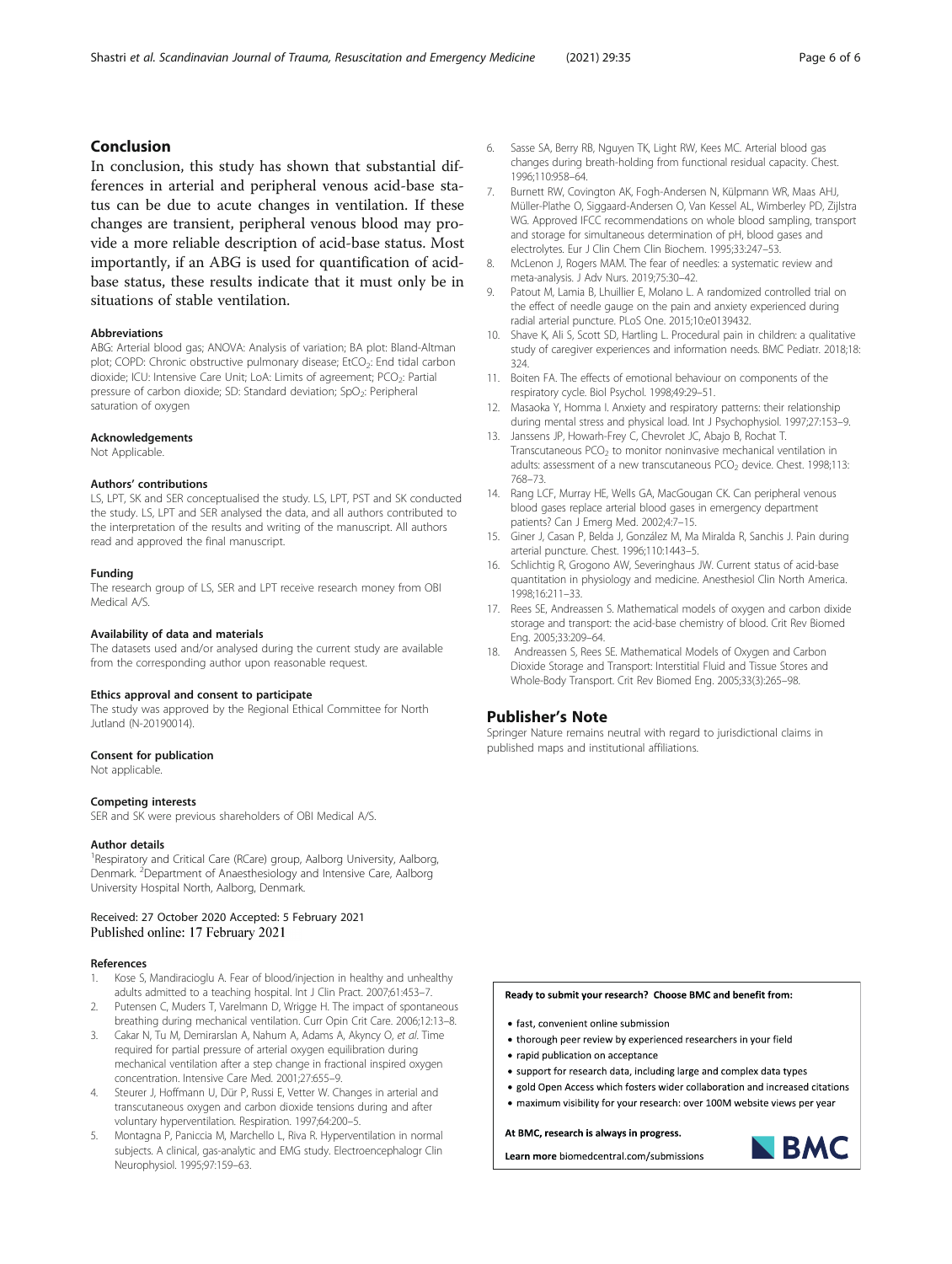## Conclusion

In conclusion, this study has shown that substantial differences in arterial and peripheral venous acid-base status can be due to acute changes in ventilation. If these changes are transient, peripheral venous blood may provide a more reliable description of acid-base status. Most importantly, if an ABG is used for quantification of acid-base status, these results indicate that it must only be in situations of stable ventilation.

#### Abbreviations

ABG: Arterial blood gas; ANOVA: Analysis of variation; BA plot: Bland-Altman plot; COPD: Chronic obstructive pulmonary disease; $EtCO_2$: End tidal carbon dioxide; ICU: Intensive Care Unit; LoA: Limits of agreement; $PCO_2$: Partial pressure of carbon dioxide; SD: Standard deviation; $SpO_2$: Peripheral saturation of oxygen

#### Acknowledgements

Not Applicable.

#### Authors' contributions

LS, LPT, SK and SER conceptualised the study. LS, LPT, PST and SK conducted the study. LS, LPT and SER analysed the data, and all authors contributed to the interpretation of the results and writing of the manuscript. All authors read and approved the final manuscript.

#### Funding

The research group of LS, SER and LPT receive research money from OBI Medical A/S.

#### Availability of data and materials

The datasets used and/or analysed during the current study are available from the corresponding author upon reasonable request.

#### Ethics approval and consent to participate

The study was approved by the Regional Ethical Committee for North Jutland (N-20190014).

#### Consent for publication

Not applicable.

#### Competing interests

SER and SK were previous shareholders of OBI Medical A/S.

#### Author details

[1]Respiratory and Critical Care (RCare) group, Aalborg University, Aalborg, Denmark. [2]Department of Anaesthesiology and Intensive Care, Aalborg University Hospital North, Aalborg, Denmark.

Received: 27 October 2020 Accepted: 5 February 2021
Published online: 17 February 2021

#### References

1. Kose S, Mandiracioglu A. Fear of blood/injection in healthy and unhealthy adults admitted to a teaching hospital. Int J Clin Pract. 2007;61:453–7.
2. Putensen C, Muders T, Varelmann D, Wrigge H. The impact of spontaneous breathing during mechanical ventilation. Curr Opin Crit Care. 2006;12:13–8.
3. Cakar N, Tu M, Demirarslan A, Nahum A, Adams A, Akyncy O, *et al*. Time required for partial pressure of arterial oxygen equilibration during mechanical ventilation after a step change in fractional inspired oxygen concentration. Intensive Care Med. 2001;27:655–9.
4. Steurer J, Hoffmann U, Dür P, Russi E, Vetter W. Changes in arterial and transcutaneous oxygen and carbon dioxide tensions during and after voluntary hyperventilation. Respiration. 1997;64:200–5.
5. Montagna P, Paniccia M, Marchello L, Riva R. Hyperventilation in normal subjects. A clinical, gas-analytic and EMG study. Electroencephalogr Clin Neurophysiol. 1995;97:159–63.
6. Sasse SA, Berry RB, Nguyen TK, Light RW, Kees MC. Arterial blood gas changes during breath-holding from functional residual capacity. Chest. 1996;110:958–64.
7. Burnett RW, Covington AK, Fogh-Andersen N, Külpmann WR, Maas AHJ, Müller-Plathe O, Siggaard-Andersen O, Van Kessel AL, Wimberley PD, Zijlstra WG. Approved IFCC recommendations on whole blood sampling, transport and storage for simultaneous determination of pH, blood gases and electrolytes. Eur J Clin Chem Clin Biochem. 1995;33:247–53.
8. McLenon J, Rogers MAM. The fear of needles: a systematic review and meta-analysis. J Adv Nurs. 2019;75:30–42.
9. Patout M, Lamia B, Lhuillier E, Molano L. A randomized controlled trial on the effect of needle gauge on the pain and anxiety experienced during radial arterial puncture. PLoS One. 2015;10:e0139432.
10. Shave K, Ali S, Scott SD, Hartling L. Procedural pain in children: a qualitative study of caregiver experiences and information needs. BMC Pediatr. 2018;18:324.
11. Boiten FA. The effects of emotional behaviour on components of the respiratory cycle. Biol Psychol. 1998;49:29–51.
12. Masaoka Y, Homma I. Anxiety and respiratory patterns: their relationship during mental stress and physical load. Int J Psychophysiol. 1997;27:153–9.
13. Janssens JP, Howarh-Frey C, Chevrolet JC, Abajo B, Rochat T. Transcutaneous $PCO_2$ to monitor noninvasive mechanical ventilation in adults: assessment of a new transcutaneous $PCO_2$ device. Chest. 1998;113:768–73.
14. Rang LCF, Murray HE, Wells GA, MacGougan CK. Can peripheral venous blood gases replace arterial blood gases in emergency department patients? Can J Emerg Med. 2002;4:7–15.
15. Giner J, Casan P, Belda J, González M, Ma Miralda R, Sanchis J. Pain during arterial puncture. Chest. 1996;110:1443–5.
16. Schlichtig R, Grogono AW, Severinghaus JW. Current status of acid-base quantitation in physiology and medicine. Anesthesiol Clin North America. 1998;16:211–33.
17. Rees SE, Andreassen S. Mathematical models of oxygen and carbon dixide storage and transport: the acid-base chemistry of blood. Crit Rev Biomed Eng. 2005;33:209–64.
18. Andreassen S, Rees SE. Mathematical Models of Oxygen and Carbon Dioxide Storage and Transport: Interstitial Fluid and Tissue Stores and Whole-Body Transport. Crit Rev Biomed Eng. 2005;33(3):265–98.

## Publisher's Note

Springer Nature remains neutral with regard to jurisdictional claims in published maps and institutional affiliations.

**Ready to submit your research? Choose BMC and benefit from:**

- fast, convenient online submission
- thorough peer review by experienced researchers in your field
- rapid publication on acceptance
- support for research data, including large and complex data types
- gold Open Access which fosters wider collaboration and increased citations
- maximum visibility for your research: over 100M website views per year

**At BMC, research is always in progress.**

**Learn more** biomedcentral.com/submissions

BMC